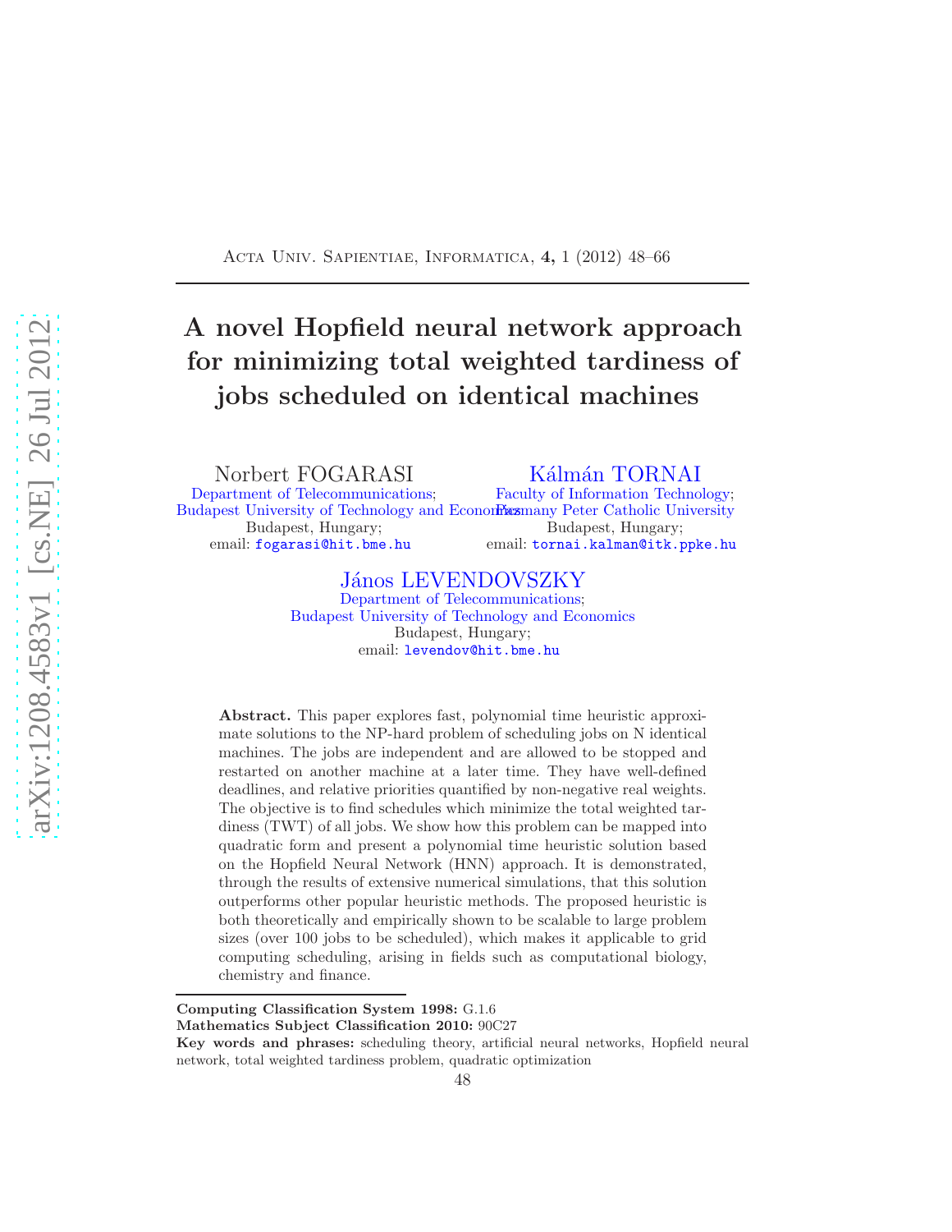# A novel Hopfield neural network approach for minimizing total weighted tardiness of jobs scheduled on identical machines

Norbert FOGARASI
Department of Telecommunications;
Budapest University of Technology and Economics
Budapest, Hungary;
email: fogarasi@hit.bme.hu

Kálmán TORNAI
Faculty of Information Technology;
Pazmany Peter Catholic University
Budapest, Hungary;
email: tornai.kalman@itk.ppke.hu

János LEVENDOVSZKY
Department of Telecommunications;
Budapest University of Technology and Economics
Budapest, Hungary;
email: levendov@hit.bme.hu

**Abstract.** This paper explores fast, polynomial time heuristic approximate solutions to the NP-hard problem of scheduling jobs on N identical machines. The jobs are independent and are allowed to be stopped and restarted on another machine at a later time. They have well-defined deadlines, and relative priorities quantified by non-negative real weights. The objective is to find schedules which minimize the total weighted tardiness (TWT) of all jobs. We show how this problem can be mapped into quadratic form and present a polynomial time heuristic solution based on the Hopfield Neural Network (HNN) approach. It is demonstrated, through the results of extensive numerical simulations, that this solution outperforms other popular heuristic methods. The proposed heuristic is both theoretically and empirically shown to be scalable to large problem sizes (over 100 jobs to be scheduled), which makes it applicable to grid computing scheduling, arising in fields such as computational biology, chemistry and finance.

---

**Computing Classification System 1998:** G.1.6
**Mathematics Subject Classification 2010:** 90C27
**Key words and phrases:** scheduling theory, artificial neural networks, Hopfield neural network, total weighted tardiness problem, quadratic optimization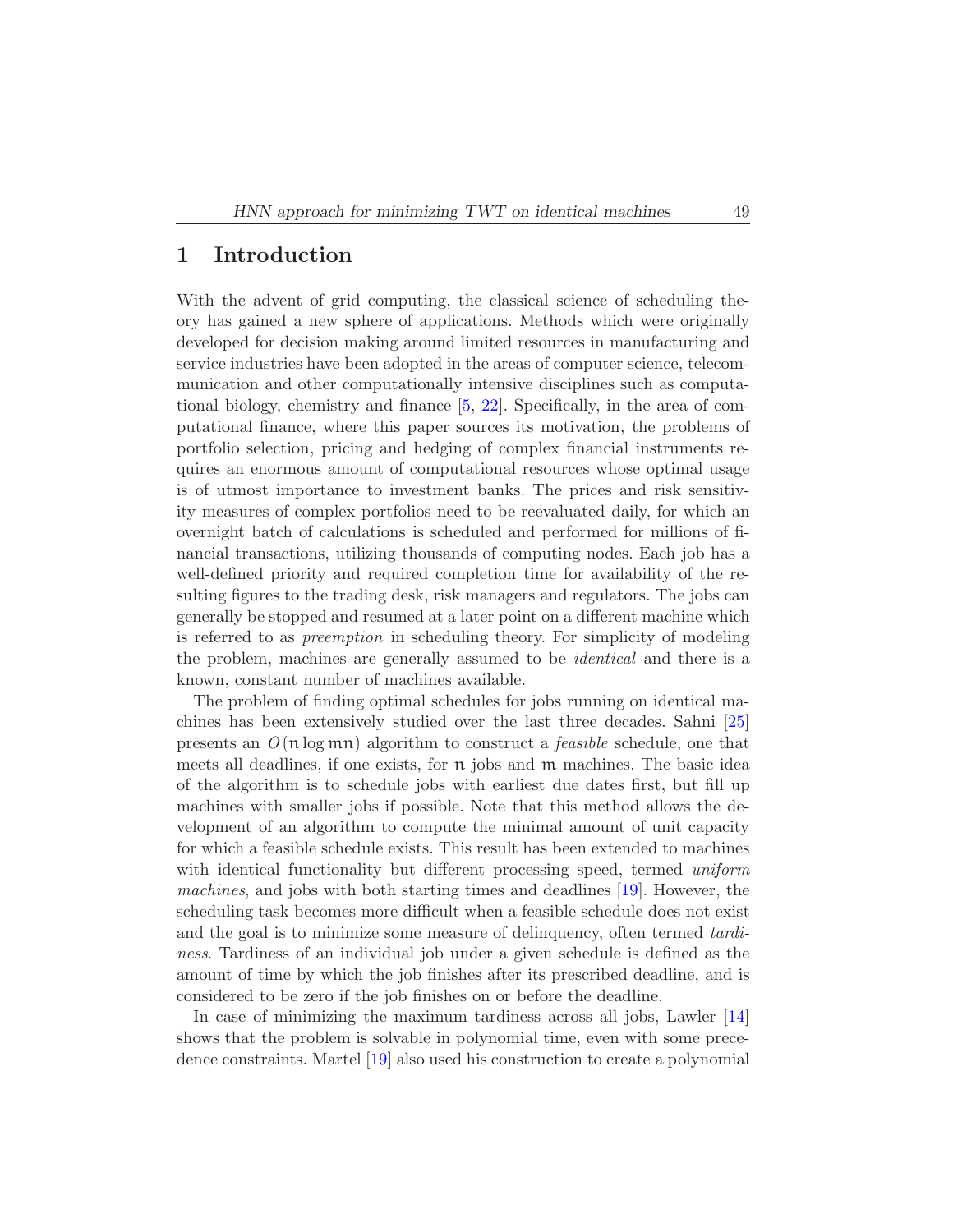# 1 Introduction

With the advent of grid computing, the classical science of scheduling theory has gained a new sphere of applications. Methods which were originally developed for decision making around limited resources in manufacturing and service industries have been adopted in the areas of computer science, telecommunication and other computationally intensive disciplines such as computational biology, chemistry and finance [5, 22]. Specifically, in the area of computational finance, where this paper sources its motivation, the problems of portfolio selection, pricing and hedging of complex financial instruments requires an enormous amount of computational resources whose optimal usage is of utmost importance to investment banks. The prices and risk sensitivity measures of complex portfolios need to be reevaluated daily, for which an overnight batch of calculations is scheduled and performed for millions of financial transactions, utilizing thousands of computing nodes. Each job has a well-defined priority and required completion time for availability of the resulting figures to the trading desk, risk managers and regulators. The jobs can generally be stopped and resumed at a later point on a different machine which is referred to as *preemption* in scheduling theory. For simplicity of modeling the problem, machines are generally assumed to be *identical* and there is a known, constant number of machines available.

The problem of finding optimal schedules for jobs running on identical machines has been extensively studied over the last three decades. Sahni [25] presents an $O(n \log mn)$ algorithm to construct a *feasible* schedule, one that meets all deadlines, if one exists, for $n$ jobs and $m$ machines. The basic idea of the algorithm is to schedule jobs with earliest due dates first, but fill up machines with smaller jobs if possible. Note that this method allows the development of an algorithm to compute the minimal amount of unit capacity for which a feasible schedule exists. This result has been extended to machines with identical functionality but different processing speed, termed *uniform machines*, and jobs with both starting times and deadlines [19]. However, the scheduling task becomes more difficult when a feasible schedule does not exist and the goal is to minimize some measure of delinquency, often termed *tardiness*. Tardiness of an individual job under a given schedule is defined as the amount of time by which the job finishes after its prescribed deadline, and is considered to be zero if the job finishes on or before the deadline.

In case of minimizing the maximum tardiness across all jobs, Lawler [14] shows that the problem is solvable in polynomial time, even with some precedence constraints. Martel [19] also used his construction to create a polynomial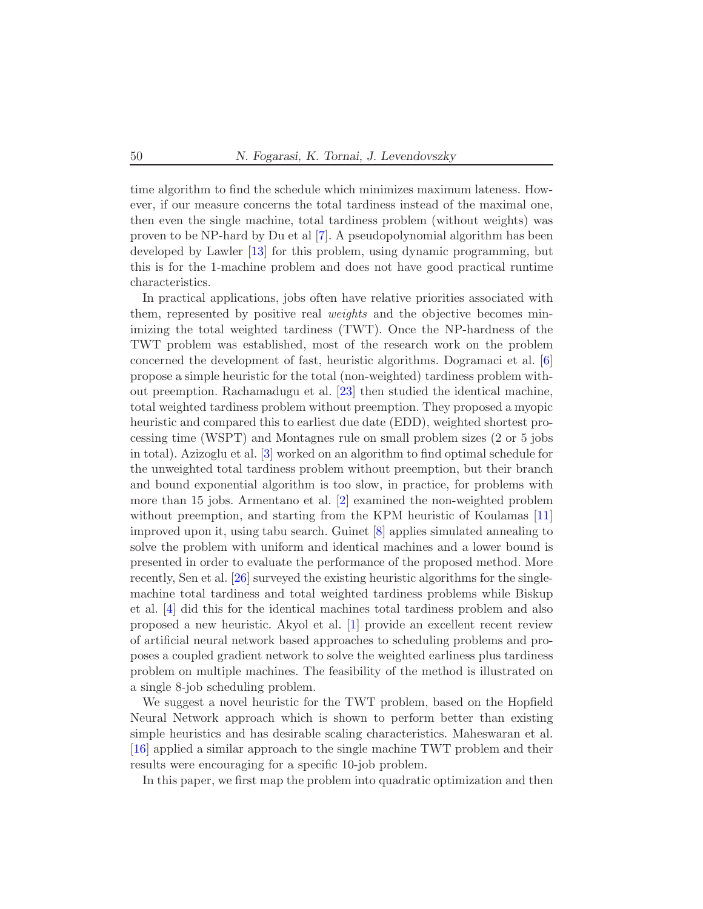time algorithm to find the schedule which minimizes maximum lateness. However, if our measure concerns the total tardiness instead of the maximal one, then even the single machine, total tardiness problem (without weights) was proven to be NP-hard by Du et al [7]. A pseudopolynomial algorithm has been developed by Lawler [13] for this problem, using dynamic programming, but this is for the 1-machine problem and does not have good practical runtime characteristics.

In practical applications, jobs often have relative priorities associated with them, represented by positive real *weights* and the objective becomes minimizing the total weighted tardiness (TWT). Once the NP-hardness of the TWT problem was established, most of the research work on the problem concerned the development of fast, heuristic algorithms. Dogramaci et al. [6] propose a simple heuristic for the total (non-weighted) tardiness problem without preemption. Rachamadugu et al. [23] then studied the identical machine, total weighted tardiness problem without preemption. They proposed a myopic heuristic and compared this to earliest due date (EDD), weighted shortest processing time (WSPT) and Montagnes rule on small problem sizes (2 or 5 jobs in total). Azizoglu et al. [3] worked on an algorithm to find optimal schedule for the unweighted total tardiness problem without preemption, but their branch and bound exponential algorithm is too slow, in practice, for problems with more than 15 jobs. Armentano et al. [2] examined the non-weighted problem without preemption, and starting from the KPM heuristic of Koulamas [11] improved upon it, using tabu search. Guinet [8] applies simulated annealing to solve the problem with uniform and identical machines and a lower bound is presented in order to evaluate the performance of the proposed method. More recently, Sen et al. [26] surveyed the existing heuristic algorithms for the single-machine total tardiness and total weighted tardiness problems while Biskup et al. [4] did this for the identical machines total tardiness problem and also proposed a new heuristic. Akyol et al. [1] provide an excellent recent review of artificial neural network based approaches to scheduling problems and proposes a coupled gradient network to solve the weighted earliness plus tardiness problem on multiple machines. The feasibility of the method is illustrated on a single 8-job scheduling problem.

We suggest a novel heuristic for the TWT problem, based on the Hopfield Neural Network approach which is shown to perform better than existing simple heuristics and has desirable scaling characteristics. Maheswaran et al. [16] applied a similar approach to the single machine TWT problem and their results were encouraging for a specific 10-job problem.

In this paper, we first map the problem into quadratic optimization and then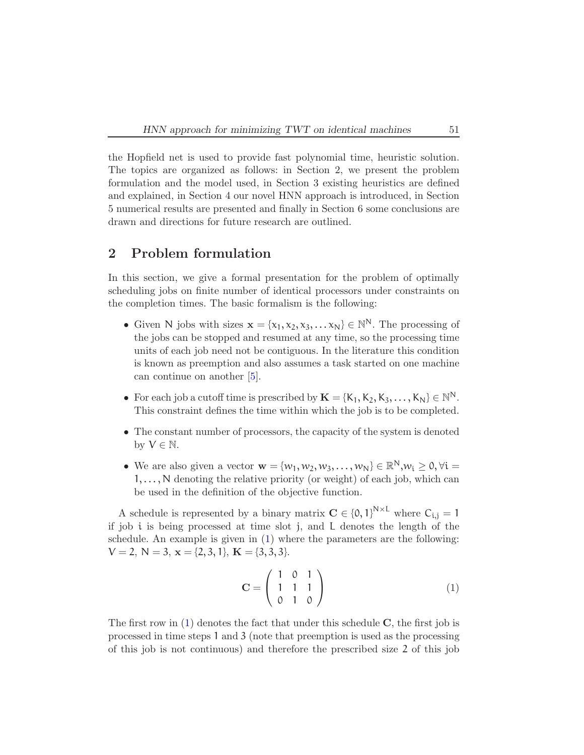the Hopfield net is used to provide fast polynomial time, heuristic solution. The topics are organized as follows: in Section 2, we present the problem formulation and the model used, in Section 3 existing heuristics are defined and explained, in Section 4 our novel HNN approach is introduced, in Section 5 numerical results are presented and finally in Section 6 some conclusions are drawn and directions for future research are outlined.

## 2 Problem formulation

In this section, we give a formal presentation for the problem of optimally scheduling jobs on finite number of identical processors under constraints on the completion times. The basic formalism is the following:

- Given $N$ jobs with sizes $\mathbf{x} = \{x_1, x_2, x_3, \ldots x_N\} \in \mathbb{N}^N$. The processing of the jobs can be stopped and resumed at any time, so the processing time units of each job need not be contiguous. In the literature this condition is known as preemption and also assumes a task started on one machine can continue on another [5].
- For each job a cutoff time is prescribed by $\mathbf{K} = \{K_1, K_2, K_3, \ldots, K_N\} \in \mathbb{N}^N$. This constraint defines the time within which the job is to be completed.
- The constant number of processors, the capacity of the system is denoted by $V \in \mathbb{N}$.
- We are also given a vector $\mathbf{w} = \{w_1, w_2, w_3, \ldots, w_N\} \in \mathbb{R}^N, w_i \geq 0, \forall i = 1, \ldots, N$ denoting the relative priority (or weight) of each job, which can be used in the definition of the objective function.

A schedule is represented by a binary matrix $\mathbf{C} \in \{0, 1\}^{N \times L}$ where $C_{i,j} = 1$ if job $i$ is being processed at time slot $j$, and $L$ denotes the length of the schedule. An example is given in (1) where the parameters are the following: $V = 2$, $N = 3$, $\mathbf{x} = \{2, 3, 1\}$, $\mathbf{K} = \{3, 3, 3\}$.

$$\mathbf{C} = \begin{pmatrix} 1 & 0 & 1 \\ 1 & 1 & 1 \\ 0 & 1 & 0 \end{pmatrix} \tag{1}$$

The first row in (1) denotes the fact that under this schedule $\mathbf{C}$, the first job is processed in time steps 1 and 3 (note that preemption is used as the processing of this job is not continuous) and therefore the prescribed size 2 of this job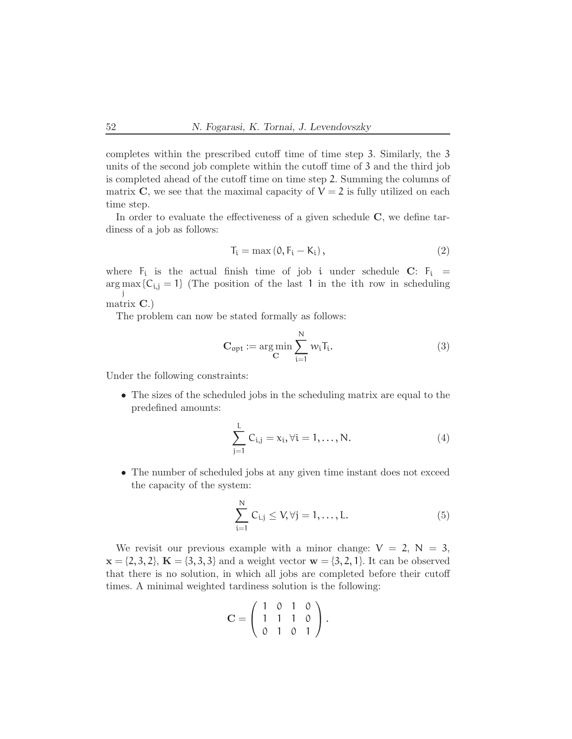completes within the prescribed cutoff time of time step 3. Similarly, the 3 units of the second job complete within the cutoff time of 3 and the third job is completed ahead of the cutoff time on time step 2. Summing the columns of matrix $\mathbf{C}$, we see that the maximal capacity of $V = 2$ is fully utilized on each time step.

In order to evaluate the effectiveness of a given schedule $\mathbf{C}$, we define tardiness of a job as follows:

$$T_i = \max\left(0, F_i - K_i\right), \tag{2}$$

where $F_i$ is the actual finish time of job $i$ under schedule $\mathbf{C}$: $F_i = \arg\max_j \{C_{i,j} = 1\}$ (The position of the last 1 in the $i$th row in scheduling matrix $\mathbf{C}$.)

The problem can now be stated formally as follows:

$$\mathbf{C}_{\text{opt}} := \arg\min_{\mathbf{C}} \sum_{i=1}^{N} w_i T_i. \tag{3}$$

Under the following constraints:

- The sizes of the scheduled jobs in the scheduling matrix are equal to the predefined amounts:

$$\sum_{j=1}^{L} C_{i,j} = x_i, \forall i = 1, \ldots, N. \tag{4}$$

- The number of scheduled jobs at any given time instant does not exceed the capacity of the system:

$$\sum_{i=1}^{N} C_{i,j} \leq V, \forall j = 1, \ldots, L. \tag{5}$$

We revisit our previous example with a minor change: $V = 2$, $N = 3$, $\mathbf{x} = \{2, 3, 2\}$, $\mathbf{K} = \{3, 3, 3\}$ and a weight vector $\mathbf{w} = \{3, 2, 1\}$. It can be observed that there is no solution, in which all jobs are completed before their cutoff times. A minimal weighted tardiness solution is the following:

$$\mathbf{C} = \begin{pmatrix} 1 & 0 & 1 & 0 \\ 1 & 1 & 1 & 0 \\ 0 & 1 & 0 & 1 \end{pmatrix}.$$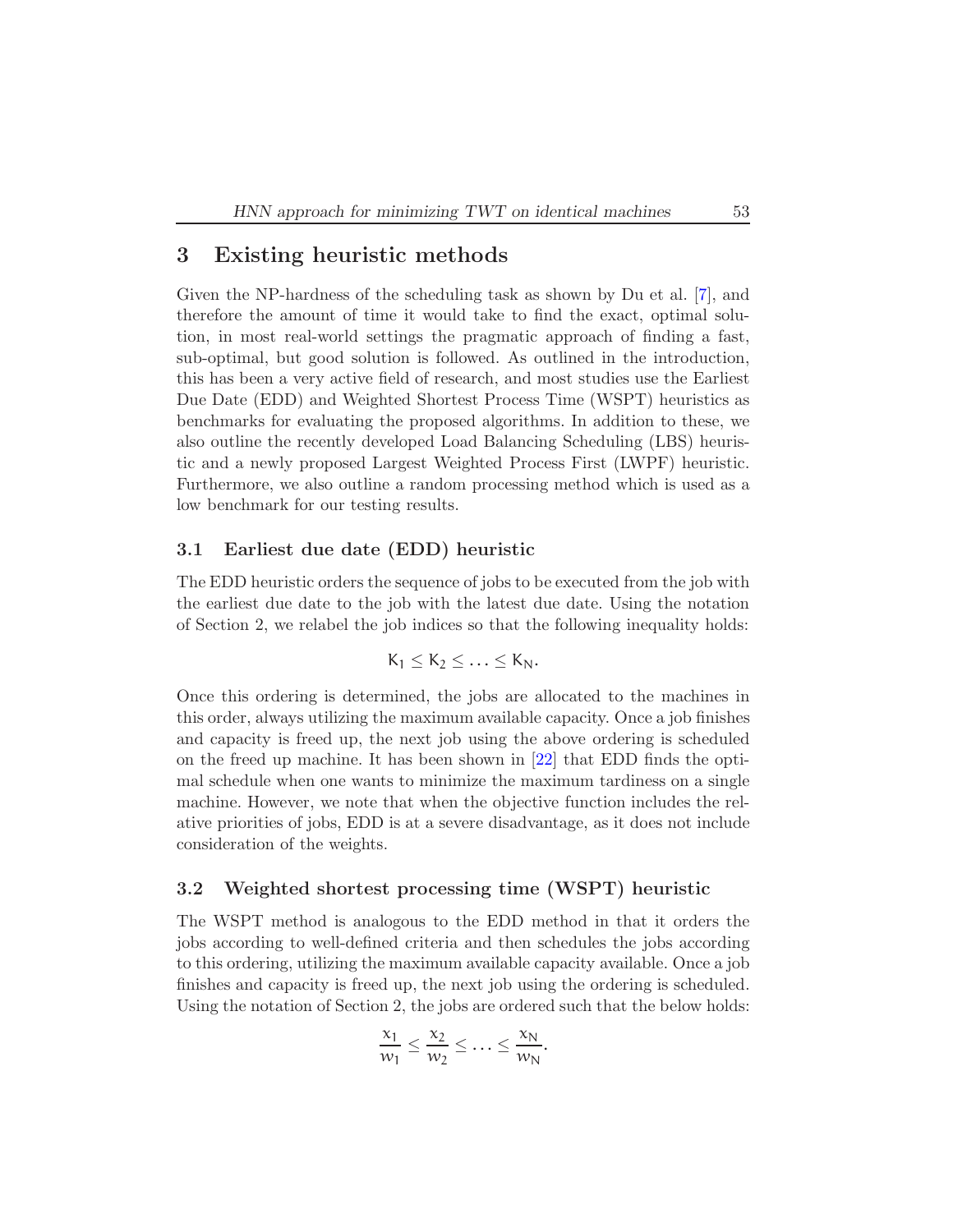## 3 Existing heuristic methods

Given the NP-hardness of the scheduling task as shown by Du et al. [7], and therefore the amount of time it would take to find the exact, optimal solution, in most real-world settings the pragmatic approach of finding a fast, sub-optimal, but good solution is followed. As outlined in the introduction, this has been a very active field of research, and most studies use the Earliest Due Date (EDD) and Weighted Shortest Process Time (WSPT) heuristics as benchmarks for evaluating the proposed algorithms. In addition to these, we also outline the recently developed Load Balancing Scheduling (LBS) heuristic and a newly proposed Largest Weighted Process First (LWPF) heuristic. Furthermore, we also outline a random processing method which is used as a low benchmark for our testing results.

### 3.1 Earliest due date (EDD) heuristic

The EDD heuristic orders the sequence of jobs to be executed from the job with the earliest due date to the job with the latest due date. Using the notation of Section 2, we relabel the job indices so that the following inequality holds:

$$K_1 \leq K_2 \leq \ldots \leq K_N.$$

Once this ordering is determined, the jobs are allocated to the machines in this order, always utilizing the maximum available capacity. Once a job finishes and capacity is freed up, the next job using the above ordering is scheduled on the freed up machine. It has been shown in [22] that EDD finds the optimal schedule when one wants to minimize the maximum tardiness on a single machine. However, we note that when the objective function includes the relative priorities of jobs, EDD is at a severe disadvantage, as it does not include consideration of the weights.

### 3.2 Weighted shortest processing time (WSPT) heuristic

The WSPT method is analogous to the EDD method in that it orders the jobs according to well-defined criteria and then schedules the jobs according to this ordering, utilizing the maximum available capacity available. Once a job finishes and capacity is freed up, the next job using the ordering is scheduled. Using the notation of Section 2, the jobs are ordered such that the below holds:

$$\frac{x_1}{w_1} \leq \frac{x_2}{w_2} \leq \ldots \leq \frac{x_N}{w_N}.$$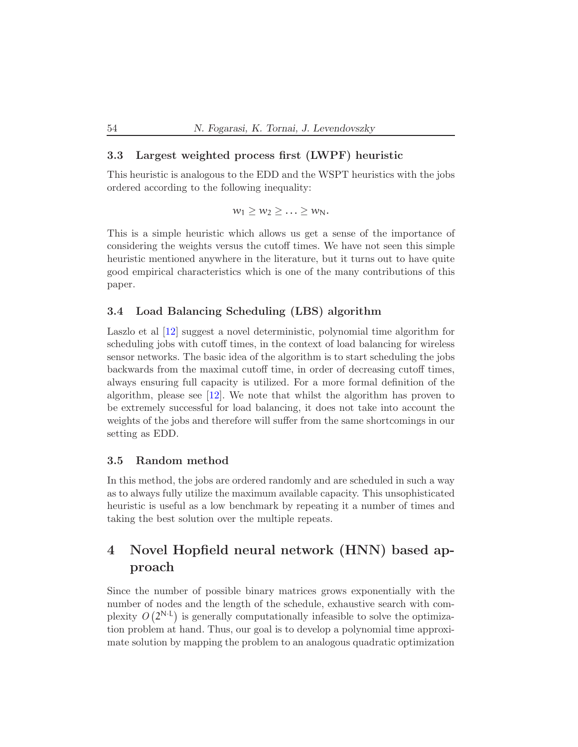### 3.3 Largest weighted process first (LWPF) heuristic

This heuristic is analogous to the EDD and the WSPT heuristics with the jobs ordered according to the following inequality:

$$w_1 \geq w_2 \geq \ldots \geq w_N.$$

This is a simple heuristic which allows us get a sense of the importance of considering the weights versus the cutoff times. We have not seen this simple heuristic mentioned anywhere in the literature, but it turns out to have quite good empirical characteristics which is one of the many contributions of this paper.

### 3.4 Load Balancing Scheduling (LBS) algorithm

Laszlo et al [12] suggest a novel deterministic, polynomial time algorithm for scheduling jobs with cutoff times, in the context of load balancing for wireless sensor networks. The basic idea of the algorithm is to start scheduling the jobs backwards from the maximal cutoff time, in order of decreasing cutoff times, always ensuring full capacity is utilized. For a more formal definition of the algorithm, please see [12]. We note that whilst the algorithm has proven to be extremely successful for load balancing, it does not take into account the weights of the jobs and therefore will suffer from the same shortcomings in our setting as EDD.

### 3.5 Random method

In this method, the jobs are ordered randomly and are scheduled in such a way as to always fully utilize the maximum available capacity. This unsophisticated heuristic is useful as a low benchmark by repeating it a number of times and taking the best solution over the multiple repeats.

## 4 Novel Hopfield neural network (HNN) based approach

Since the number of possible binary matrices grows exponentially with the number of nodes and the length of the schedule, exhaustive search with complexity $O\left(2^{N \cdot L}\right)$ is generally computationally infeasible to solve the optimization problem at hand. Thus, our goal is to develop a polynomial time approximate solution by mapping the problem to an analogous quadratic optimization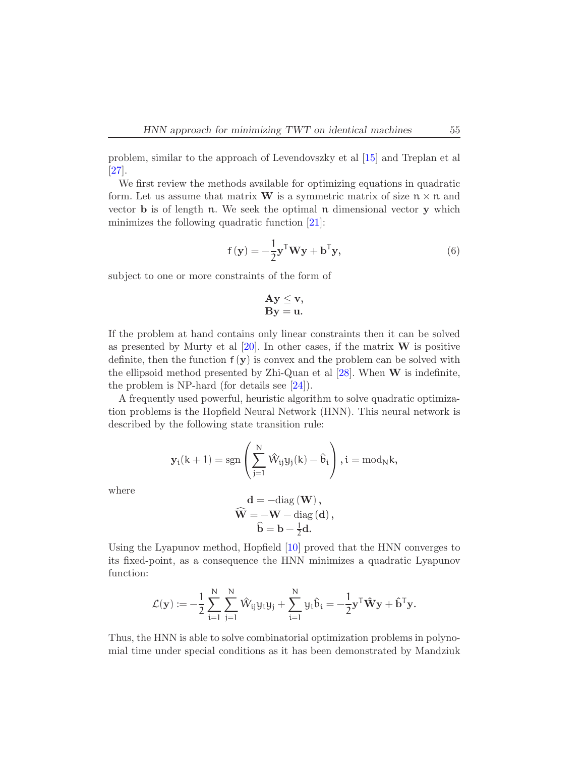problem, similar to the approach of Levendovszky et al [15] and Treplan et al [27].

We first review the methods available for optimizing equations in quadratic form. Let us assume that matrix $\mathbf{W}$ is a symmetric matrix of size $n \times n$ and vector $\mathbf{b}$ is of length $n$. We seek the optimal $n$ dimensional vector $\mathbf{y}$ which minimizes the following quadratic function [21]:

$$f(\mathbf{y}) = -\frac{1}{2}\mathbf{y}^{\mathsf{T}}\mathbf{W}\mathbf{y} + \mathbf{b}^{\mathsf{T}}\mathbf{y}, \tag{6}$$

subject to one or more constraints of the form of

$$\begin{aligned} \mathbf{A}\mathbf{y} &\leq \mathbf{v}, \\ \mathbf{B}\mathbf{y} &= \mathbf{u}. \end{aligned}$$

If the problem at hand contains only linear constraints then it can be solved as presented by Murty et al [20]. In other cases, if the matrix $\mathbf{W}$ is positive definite, then the function $f(\mathbf{y})$ is convex and the problem can be solved with the ellipsoid method presented by Zhi-Quan et al [28]. When $\mathbf{W}$ is indefinite, the problem is NP-hard (for details see [24]).

A frequently used powerful, heuristic algorithm to solve quadratic optimization problems is the Hopfield Neural Network (HNN). This neural network is described by the following state transition rule:

$$\mathbf{y}_i(k+1) = \operatorname{sgn}\left(\sum_{j=1}^{N} \widehat{W}_{ij} y_j(k) - \widehat{b}_i\right), i = \operatorname{mod}_N k,$$

where

$$\begin{aligned} \mathbf{d} &= -\operatorname{diag}(\mathbf{W}), \\ \widehat{\mathbf{W}} &= -\mathbf{W} - \operatorname{diag}(\mathbf{d}), \\ \widehat{\mathbf{b}} &= \mathbf{b} - \tfrac{1}{2}\mathbf{d}. \end{aligned}$$

Using the Lyapunov method, Hopfield [10] proved that the HNN converges to its fixed-point, as a consequence the HNN minimizes a quadratic Lyapunov function:

$$\mathcal{L}(\mathbf{y}) := -\frac{1}{2}\sum_{i=1}^{N}\sum_{j=1}^{N} \widehat{W}_{ij} y_i y_j + \sum_{i=1}^{N} y_i \widehat{b}_i = -\frac{1}{2}\mathbf{y}^{\mathsf{T}}\widehat{\mathbf{W}}\mathbf{y} + \widehat{\mathbf{b}}^{\mathsf{T}}\mathbf{y}.$$

Thus, the HNN is able to solve combinatorial optimization problems in polynomial time under special conditions as it has been demonstrated by Mandziuk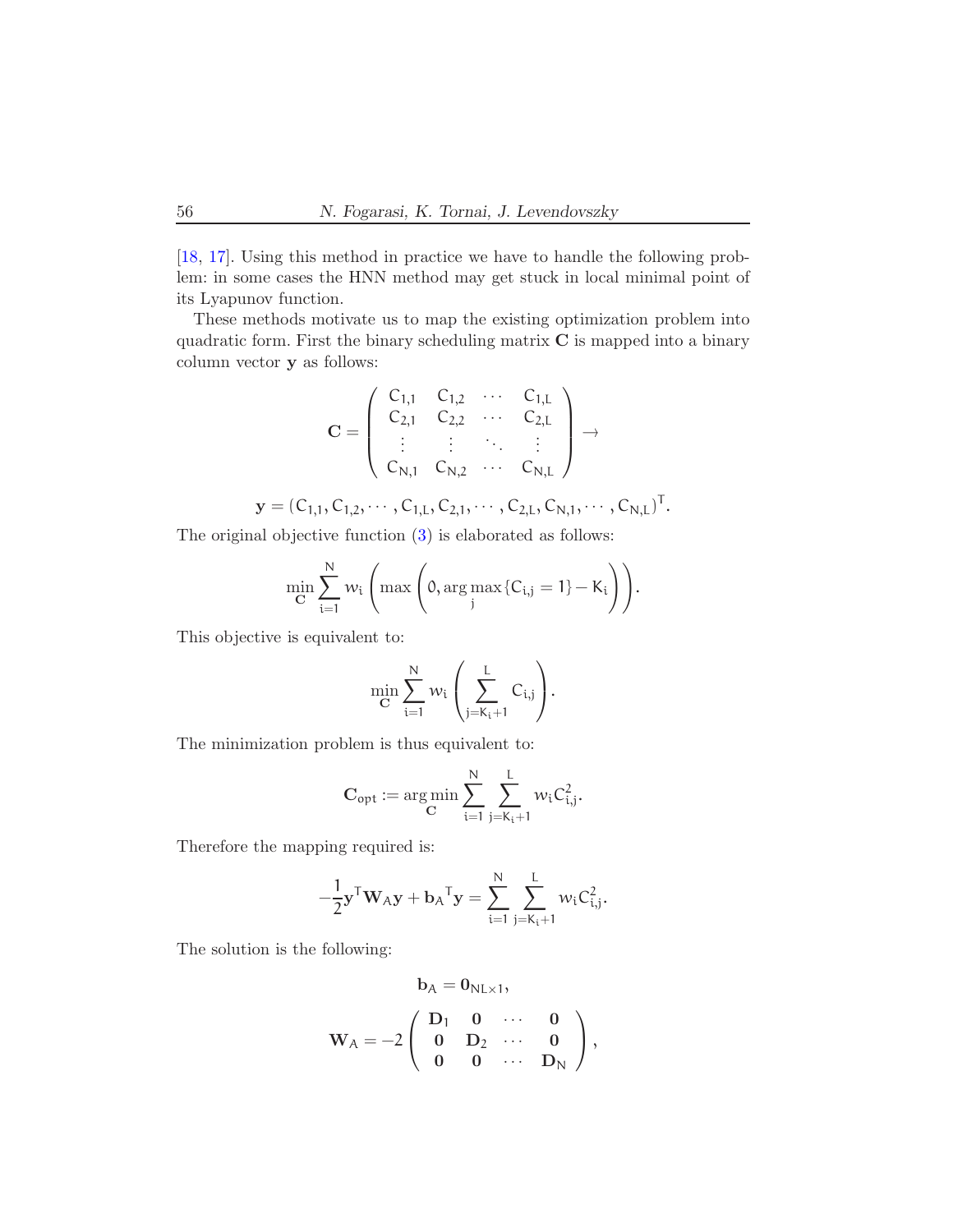[18, 17]. Using this method in practice we have to handle the following problem: in some cases the HNN method may get stuck in local minimal point of its Lyapunov function.

These methods motivate us to map the existing optimization problem into quadratic form. First the binary scheduling matrix $\mathbf{C}$ is mapped into a binary column vector $\mathbf{y}$ as follows:

$$\mathbf{C} = \begin{pmatrix} C_{1,1} & C_{1,2} & \cdots & C_{1,L} \\ C_{2,1} & C_{2,2} & \cdots & C_{2,L} \\ \vdots & \vdots & \ddots & \vdots \\ C_{N,1} & C_{N,2} & \cdots & C_{N,L} \end{pmatrix} \rightarrow$$

$$\mathbf{y} = (C_{1,1}, C_{1,2}, \cdots, C_{1,L}, C_{2,1}, \cdots, C_{2,L}, C_{N,1}, \cdots, C_{N,L})^{T}.$$

The original objective function (3) is elaborated as follows:

$$\min_{\mathbf{C}} \sum_{i=1}^{N} w_i \left( \max \left( 0, \arg\max_{j} \{C_{i,j} = 1\} - K_i \right) \right).$$

This objective is equivalent to:

$$\min_{\mathbf{C}} \sum_{i=1}^{N} w_i \left( \sum_{j=K_i+1}^{L} C_{i,j} \right).$$

The minimization problem is thus equivalent to:

$$\mathbf{C}_{\text{opt}} := \arg\min_{\mathbf{C}} \sum_{i=1}^{N} \sum_{j=K_i+1}^{L} w_i C_{i,j}^2.$$

Therefore the mapping required is:

$$-\frac{1}{2}\mathbf{y}^{T}\mathbf{W}_{A}\mathbf{y} + \mathbf{b}_{A}{}^{T}\mathbf{y} = \sum_{i=1}^{N} \sum_{j=K_i+1}^{L} w_i C_{i,j}^2.$$

The solution is the following:

$$\mathbf{b}_{A} = \mathbf{0}_{NL \times 1},$$

$$\mathbf{W}_{A} = -2 \begin{pmatrix} \mathbf{D}_1 & \mathbf{0} & \cdots & \mathbf{0} \\ \mathbf{0} & \mathbf{D}_2 & \cdots & \mathbf{0} \\ \mathbf{0} & \mathbf{0} & \cdots & \mathbf{D}_N \end{pmatrix},$$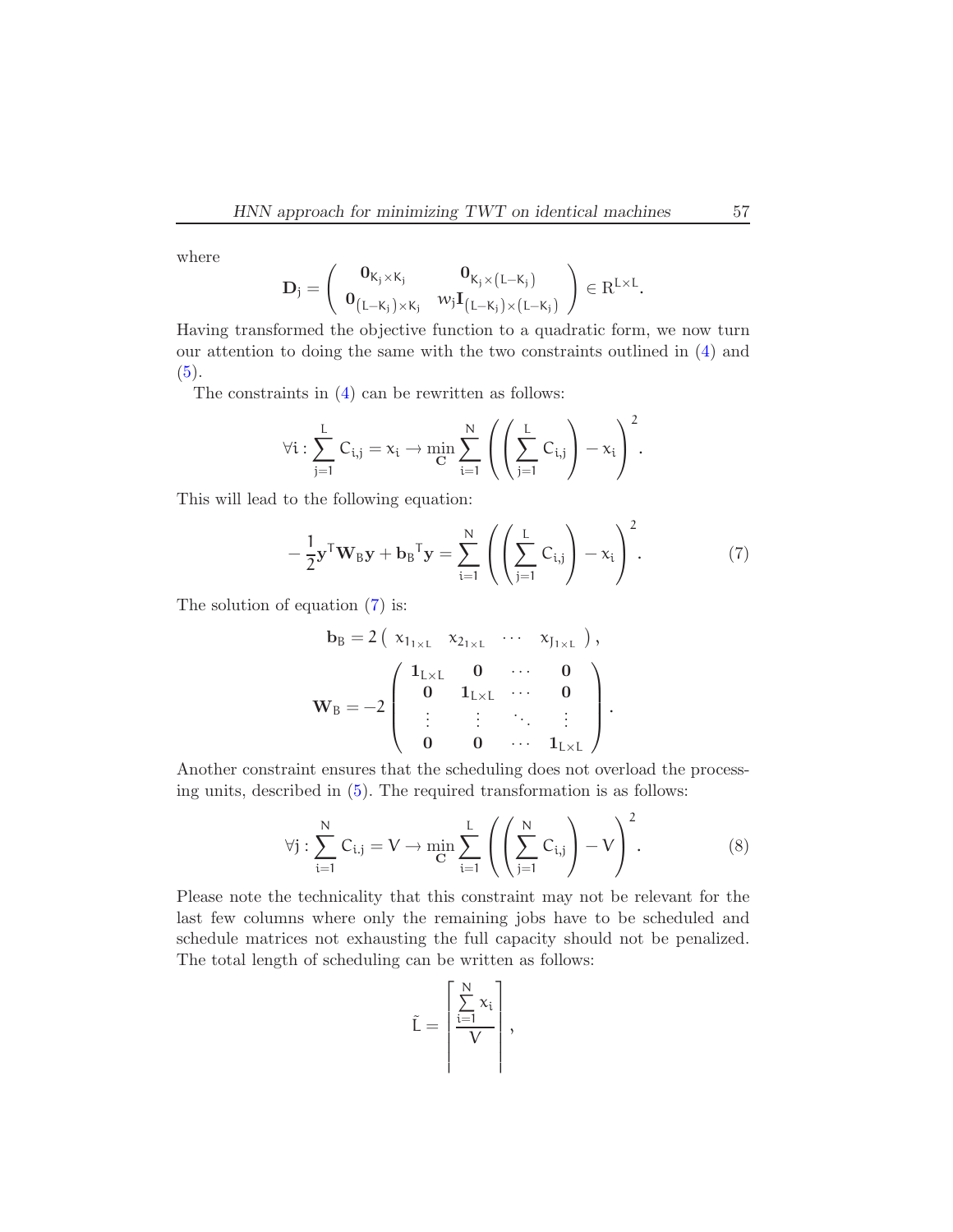where

$$\mathbf{D}_j = \begin{pmatrix} \mathbf{0}_{K_j \times K_j} & \mathbf{0}_{K_j \times (L-K_j)} \\ \mathbf{0}_{(L-K_j) \times K_j} & w_j \mathbf{I}_{(L-K_j) \times (L-K_j)} \end{pmatrix} \in \mathrm{R}^{L \times L}.$$

Having transformed the objective function to a quadratic form, we now turn our attention to doing the same with the two constraints outlined in (4) and (5).

The constraints in (4) can be rewritten as follows:

$$\forall i : \sum_{j=1}^{L} C_{i,j} = x_i \rightarrow \min_{\mathbf{C}} \sum_{i=1}^{N} \left( \left( \sum_{j=1}^{L} C_{i,j} \right) - x_i \right)^2.$$

This will lead to the following equation:

$$-\frac{1}{2} \mathbf{y}^\mathsf{T} \mathbf{W}_B \mathbf{y} + \mathbf{b}_B{}^\mathsf{T} \mathbf{y} = \sum_{i=1}^{N} \left( \left( \sum_{j=1}^{L} C_{i,j} \right) - x_i \right)^2. \tag{7}$$

The solution of equation (7) is:

$$\mathbf{b}_B = 2 \begin{pmatrix} x_{1_{1 \times L}} & x_{2_{1 \times L}} & \cdots & x_{J_{1 \times L}} \end{pmatrix},$$

$$\mathbf{W}_B = -2 \begin{pmatrix} \mathbf{1}_{L \times L} & \mathbf{0} & \cdots & \mathbf{0} \\ \mathbf{0} & \mathbf{1}_{L \times L} & \cdots & \mathbf{0} \\ \vdots & \vdots & \ddots & \vdots \\ \mathbf{0} & \mathbf{0} & \cdots & \mathbf{1}_{L \times L} \end{pmatrix}.$$

Another constraint ensures that the scheduling does not overload the processing units, described in (5). The required transformation is as follows:

$$\forall j : \sum_{i=1}^{N} C_{i,j} = V \rightarrow \min_{\mathbf{C}} \sum_{i=1}^{L} \left( \left( \sum_{j=1}^{N} C_{i,j} \right) - V \right)^2. \tag{8}$$

Please note the technicality that this constraint may not be relevant for the last few columns where only the remaining jobs have to be scheduled and schedule matrices not exhausting the full capacity should not be penalized. The total length of scheduling can be written as follows:

$$\tilde{L} = \left\lceil \frac{\sum_{i=1}^{N} x_i}{V} \right\rceil,$$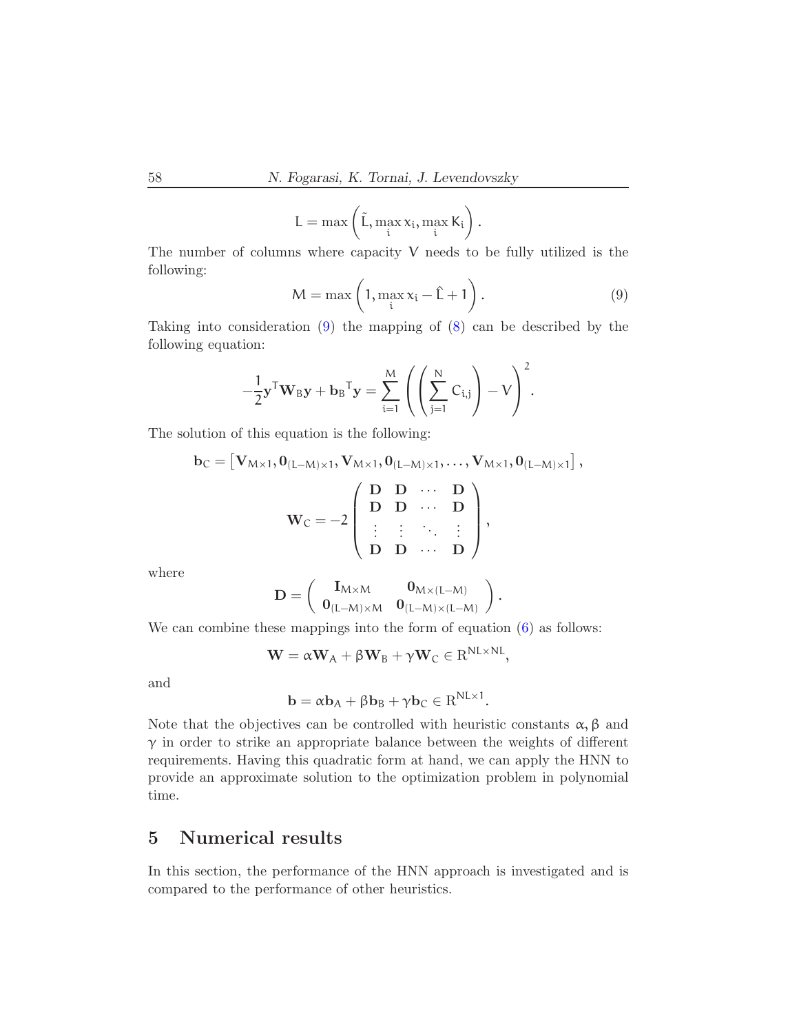$$\mathsf{L} = \max\left(\tilde{\mathsf{L}}, \max_i x_i, \max_i K_i\right).$$

The number of columns where capacity $V$ needs to be fully utilized is the following:

$$M = \max\left(1, \max_i x_i - \hat{L} + 1\right). \tag{9}$$

Taking into consideration (9) the mapping of (8) can be described by the following equation:

$$-\frac{1}{2}\mathbf{y}^T \mathbf{W}_B \mathbf{y} + \mathbf{b}_B{}^T \mathbf{y} = \sum_{i=1}^{M} \left( \left( \sum_{j=1}^{N} C_{i,j} \right) - V \right)^2.$$

The solution of this equation is the following:

$$\mathbf{b}_C = \left[\mathbf{V}_{M\times1}, \mathbf{0}_{(L-M)\times1}, \mathbf{V}_{M\times1}, \mathbf{0}_{(L-M)\times1}, \ldots, \mathbf{V}_{M\times1}, \mathbf{0}_{(L-M)\times1}\right],$$

$$\mathbf{W}_C = -2\begin{pmatrix} \mathbf{D} & \mathbf{D} & \cdots & \mathbf{D} \\ \mathbf{D} & \mathbf{D} & \cdots & \mathbf{D} \\ \vdots & \vdots & \ddots & \vdots \\ \mathbf{D} & \mathbf{D} & \cdots & \mathbf{D} \end{pmatrix},$$

where

$$\mathbf{D} = \begin{pmatrix} \mathbf{I}_{M\times M} & \mathbf{0}_{M\times(L-M)} \\ \mathbf{0}_{(L-M)\times M} & \mathbf{0}_{(L-M)\times(L-M)} \end{pmatrix}.$$

We can combine these mappings into the form of equation (6) as follows:

$$\mathbf{W} = \alpha\mathbf{W}_A + \beta\mathbf{W}_B + \gamma\mathbf{W}_C \in \mathbb{R}^{NL\times NL},$$

and

$$\mathbf{b} = \alpha\mathbf{b}_A + \beta\mathbf{b}_B + \gamma\mathbf{b}_C \in \mathbb{R}^{NL\times 1}.$$

Note that the objectives can be controlled with heuristic constants $\alpha, \beta$ and $\gamma$ in order to strike an appropriate balance between the weights of different requirements. Having this quadratic form at hand, we can apply the HNN to provide an approximate solution to the optimization problem in polynomial time.

## 5 Numerical results

In this section, the performance of the HNN approach is investigated and is compared to the performance of other heuristics.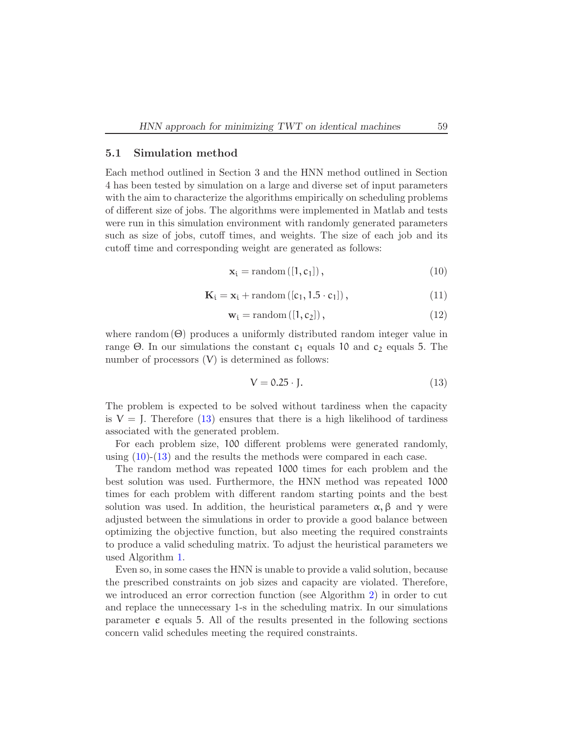### 5.1 Simulation method

Each method outlined in Section 3 and the HNN method outlined in Section 4 has been tested by simulation on a large and diverse set of input parameters with the aim to characterize the algorithms empirically on scheduling problems of different size of jobs. The algorithms were implemented in Matlab and tests were run in this simulation environment with randomly generated parameters such as size of jobs, cutoff times, and weights. The size of each job and its cutoff time and corresponding weight are generated as follows:

$$\mathbf{x}_i = \text{random}\left([1, c_1]\right), \tag{10}$$

$$\mathbf{K}_i = \mathbf{x}_i + \text{random}\left([c_1, 1.5 \cdot c_1]\right), \tag{11}$$

$$\mathbf{w}_i = \text{random}\left([1, c_2]\right), \tag{12}$$

where $\text{random}(\Theta)$ produces a uniformly distributed random integer value in range $\Theta$. In our simulations the constant $c_1$ equals $10$ and $c_2$ equals $5$. The number of processors ($V$) is determined as follows:

$$V = 0.25 \cdot J. \tag{13}$$

The problem is expected to be solved without tardiness when the capacity is $V = J$. Therefore (13) ensures that there is a high likelihood of tardiness associated with the generated problem.

For each problem size, $100$ different problems were generated randomly, using (10)-(13) and the results the methods were compared in each case.

The random method was repeated $1000$ times for each problem and the best solution was used. Furthermore, the HNN method was repeated $1000$ times for each problem with different random starting points and the best solution was used. In addition, the heuristical parameters $\alpha, \beta$ and $\gamma$ were adjusted between the simulations in order to provide a good balance between optimizing the objective function, but also meeting the required constraints to produce a valid scheduling matrix. To adjust the heuristical parameters we used Algorithm 1.

Even so, in some cases the HNN is unable to provide a valid solution, because the prescribed constraints on job sizes and capacity are violated. Therefore, we introduced an error correction function (see Algorithm 2) in order to cut and replace the unnecessary 1-s in the scheduling matrix. In our simulations parameter $e$ equals 5. All of the results presented in the following sections concern valid schedules meeting the required constraints.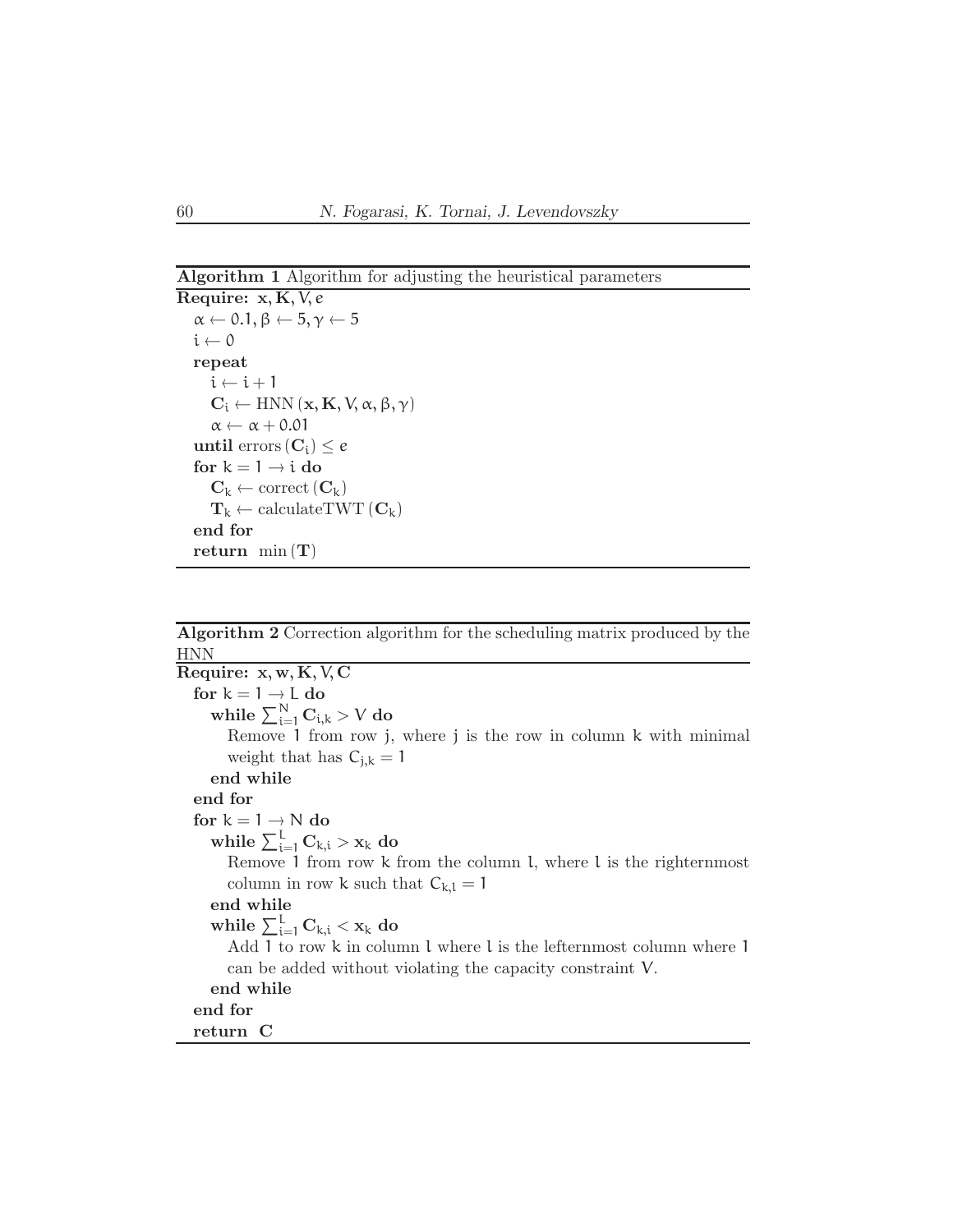**Algorithm 1** Algorithm for adjusting the heuristical parameters

**Require:** $\mathbf{x}, \mathbf{K}, V, e$

  $\alpha \leftarrow 0.1, \beta \leftarrow 5, \gamma \leftarrow 5$
  $i \leftarrow 0$
  **repeat**
    $i \leftarrow i + 1$
    $\mathbf{C}_i \leftarrow \text{HNN}(\mathbf{x}, \mathbf{K}, V, \alpha, \beta, \gamma)$
    $\alpha \leftarrow \alpha + 0.01$
  **until** $\text{errors}(\mathbf{C}_i) \leq e$
  **for** $k = 1 \rightarrow i$ **do**
    $\mathbf{C}_k \leftarrow \text{correct}(\mathbf{C}_k)$
    $\mathbf{T}_k \leftarrow \text{calculateTWT}(\mathbf{C}_k)$
  **end for**
  **return** $\min(\mathbf{T})$

**Algorithm 2** Correction algorithm for the scheduling matrix produced by the HNN

**Require:** $\mathbf{x}, \mathbf{w}, \mathbf{K}, V, \mathbf{C}$

  **for** $k = 1 \rightarrow L$ **do**
    **while** $\sum_{i=1}^{N} \mathbf{C}_{i,k} > V$ **do**
      Remove 1 from row $j$, where $j$ is the row in column $k$ with minimal weight that has $C_{j,k} = 1$
    **end while**
  **end for**
  **for** $k = 1 \rightarrow N$ **do**
    **while** $\sum_{i=1}^{L} \mathbf{C}_{k,i} > \mathbf{x}_k$ **do**
      Remove 1 from row $k$ from the column $l$, where $l$ is the righternmost column in row $k$ such that $C_{k,l} = 1$
    **end while**
    **while** $\sum_{i=1}^{L} \mathbf{C}_{k,i} < \mathbf{x}_k$ **do**
      Add 1 to row $k$ in column $l$ where $l$ is the lefternmost column where 1 can be added without violating the capacity constraint $V$.
    **end while**
  **end for**
  **return** $\mathbf{C}$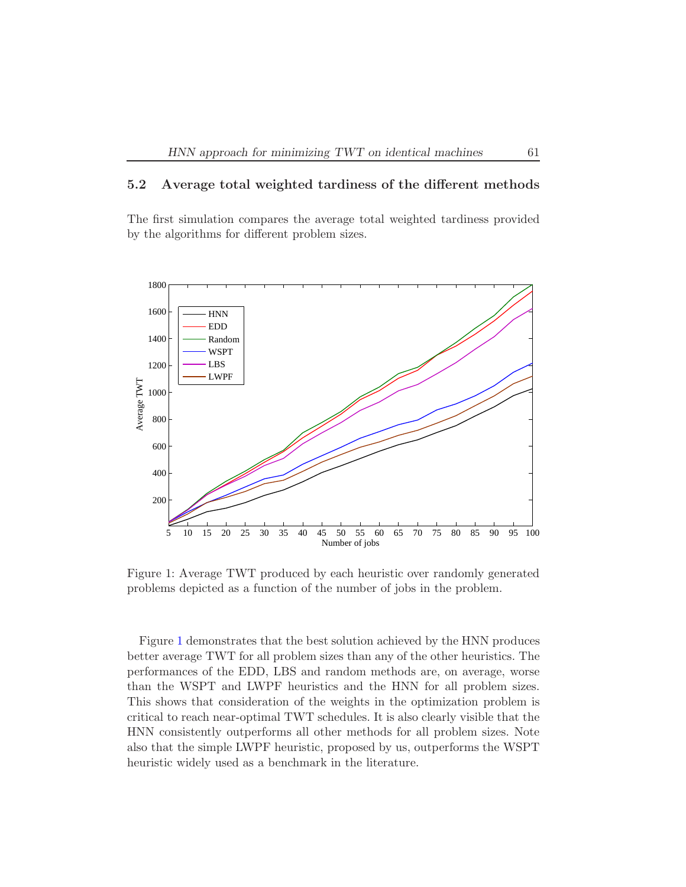## 5.2 Average total weighted tardiness of the different methods

The first simulation compares the average total weighted tardiness provided by the algorithms for different problem sizes.

Figure 1: Average TWT produced by each heuristic over randomly generated problems depicted as a function of the number of jobs in the problem.

Figure 1 demonstrates that the best solution achieved by the HNN produces better average TWT for all problem sizes than any of the other heuristics. The performances of the EDD, LBS and random methods are, on average, worse than the WSPT and LWPF heuristics and the HNN for all problem sizes. This shows that consideration of the weights in the optimization problem is critical to reach near-optimal TWT schedules. It is also clearly visible that the HNN consistently outperforms all other methods for all problem sizes. Note also that the simple LWPF heuristic, proposed by us, outperforms the WSPT heuristic widely used as a benchmark in the literature.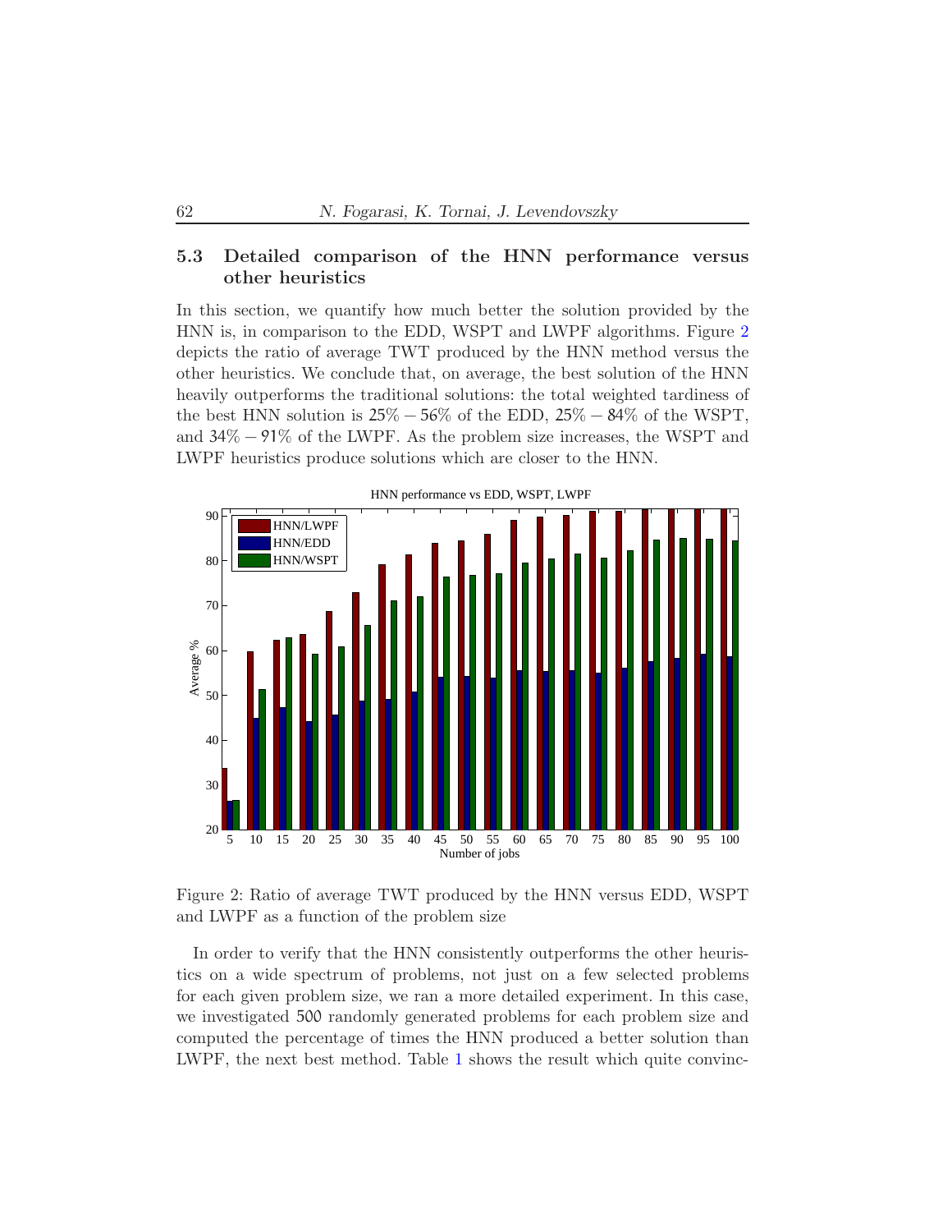### 5.3 Detailed comparison of the HNN performance versus other heuristics

In this section, we quantify how much better the solution provided by the HNN is, in comparison to the EDD, WSPT and LWPF algorithms. Figure 2 depicts the ratio of average TWT produced by the HNN method versus the other heuristics. We conclude that, on average, the best solution of the HNN heavily outperforms the traditional solutions: the total weighted tardiness of the best HNN solution is $25\% - 56\%$ of the EDD, $25\% - 84\%$ of the WSPT, and $34\% - 91\%$ of the LWPF. As the problem size increases, the WSPT and LWPF heuristics produce solutions which are closer to the HNN.

Figure 2: Ratio of average TWT produced by the HNN versus EDD, WSPT and LWPF as a function of the problem size

In order to verify that the HNN consistently outperforms the other heuristics on a wide spectrum of problems, not just on a few selected problems for each given problem size, we ran a more detailed experiment. In this case, we investigated 500 randomly generated problems for each problem size and computed the percentage of times the HNN produced a better solution than LWPF, the next best method. Table 1 shows the result which quite convinc-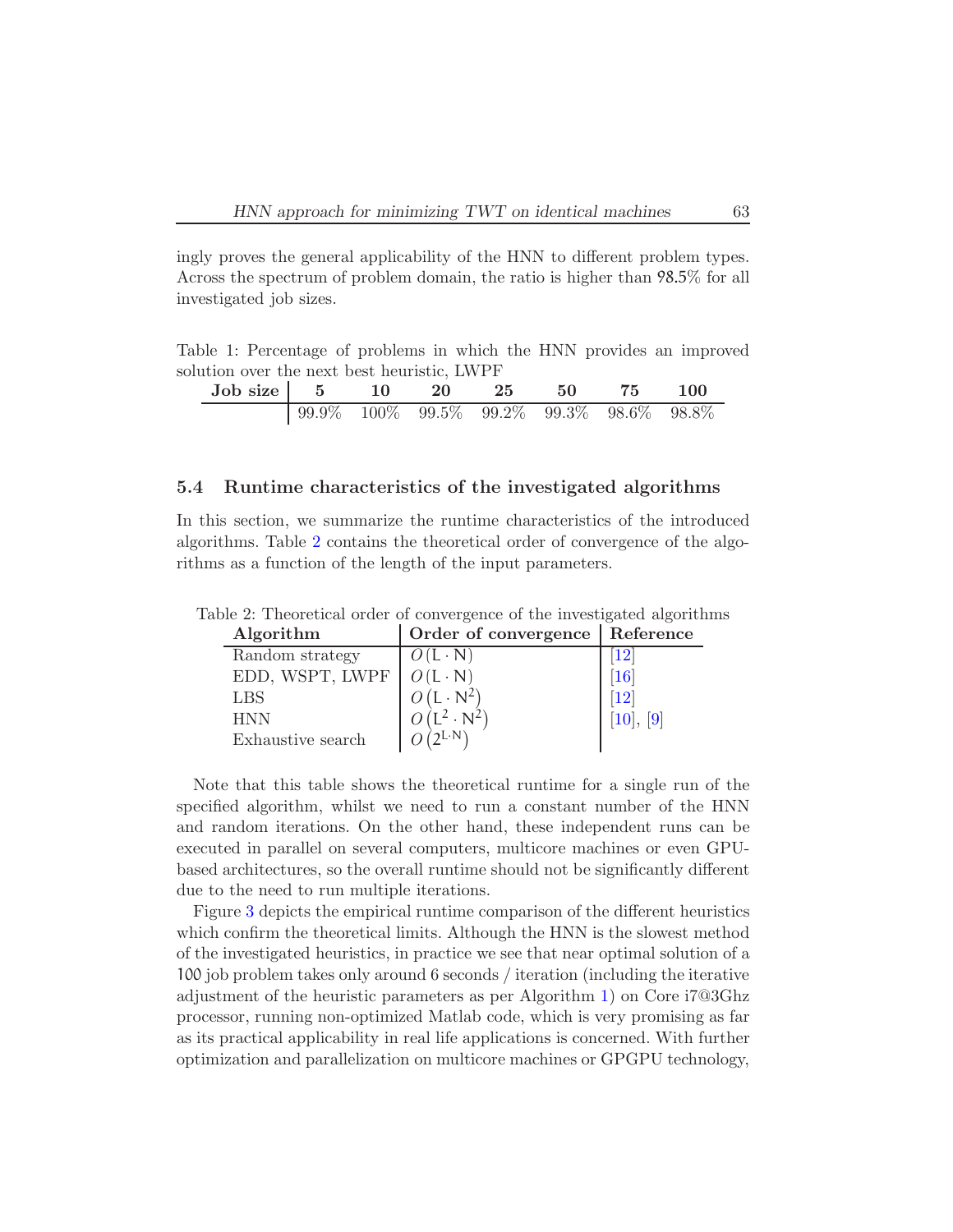ingly proves the general applicability of the HNN to different problem types. Across the spectrum of problem domain, the ratio is higher than 98.5% for all investigated job sizes.

Table 1: Percentage of problems in which the HNN provides an improved solution over the next best heuristic, LWPF

| **Job size** | **5** | **10** | **20** | **25** | **50** | **75** | **100** |
|---|---|---|---|---|---|---|---|
| | 99.9% | 100% | 99.5% | 99.2% | 99.3% | 98.6% | 98.8% |

### 5.4 Runtime characteristics of the investigated algorithms

In this section, we summarize the runtime characteristics of the introduced algorithms. Table 2 contains the theoretical order of convergence of the algorithms as a function of the length of the input parameters.

Table 2: Theoretical order of convergence of the investigated algorithms

| **Algorithm** | **Order of convergence** | **Reference** |
|---|---|---|
| Random strategy | $O(\mathsf{L} \cdot \mathsf{N})$ | [12] |
| EDD, WSPT, LWPF | $O(\mathsf{L} \cdot \mathsf{N})$ | [16] |
| LBS | $O\left(\mathsf{L} \cdot \mathsf{N}^2\right)$ | [12] |
| HNN | $O\left(\mathsf{L}^2 \cdot \mathsf{N}^2\right)$ | [10], [9] |
| Exhaustive search | $O\left(2^{\mathsf{L} \cdot \mathsf{N}}\right)$ | |

Note that this table shows the theoretical runtime for a single run of the specified algorithm, whilst we need to run a constant number of the HNN and random iterations. On the other hand, these independent runs can be executed in parallel on several computers, multicore machines or even GPU-based architectures, so the overall runtime should not be significantly different due to the need to run multiple iterations.

Figure 3 depicts the empirical runtime comparison of the different heuristics which confirm the theoretical limits. Although the HNN is the slowest method of the investigated heuristics, in practice we see that near optimal solution of a 100 job problem takes only around 6 seconds / iteration (including the iterative adjustment of the heuristic parameters as per Algorithm 1) on Core i7@3Ghz processor, running non-optimized Matlab code, which is very promising as far as its practical applicability in real life applications is concerned. With further optimization and parallelization on multicore machines or GPGPU technology,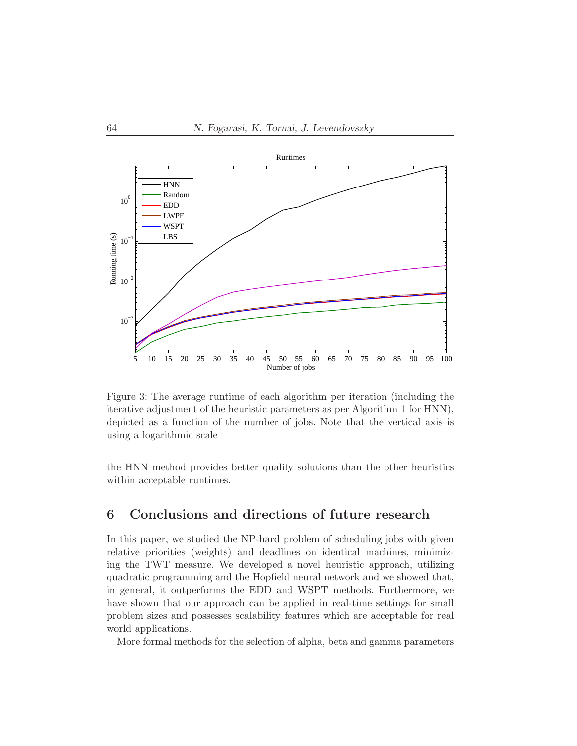Figure 3: The average runtime of each algorithm per iteration (including the iterative adjustment of the heuristic parameters as per Algorithm 1 for HNN), depicted as a function of the number of jobs. Note that the vertical axis is using a logarithmic scale

the HNN method provides better quality solutions than the other heuristics within acceptable runtimes.

## 6 Conclusions and directions of future research

In this paper, we studied the NP-hard problem of scheduling jobs with given relative priorities (weights) and deadlines on identical machines, minimizing the TWT measure. We developed a novel heuristic approach, utilizing quadratic programming and the Hopfield neural network and we showed that, in general, it outperforms the EDD and WSPT methods. Furthermore, we have shown that our approach can be applied in real-time settings for small problem sizes and possesses scalability features which are acceptable for real world applications.

More formal methods for the selection of alpha, beta and gamma parameters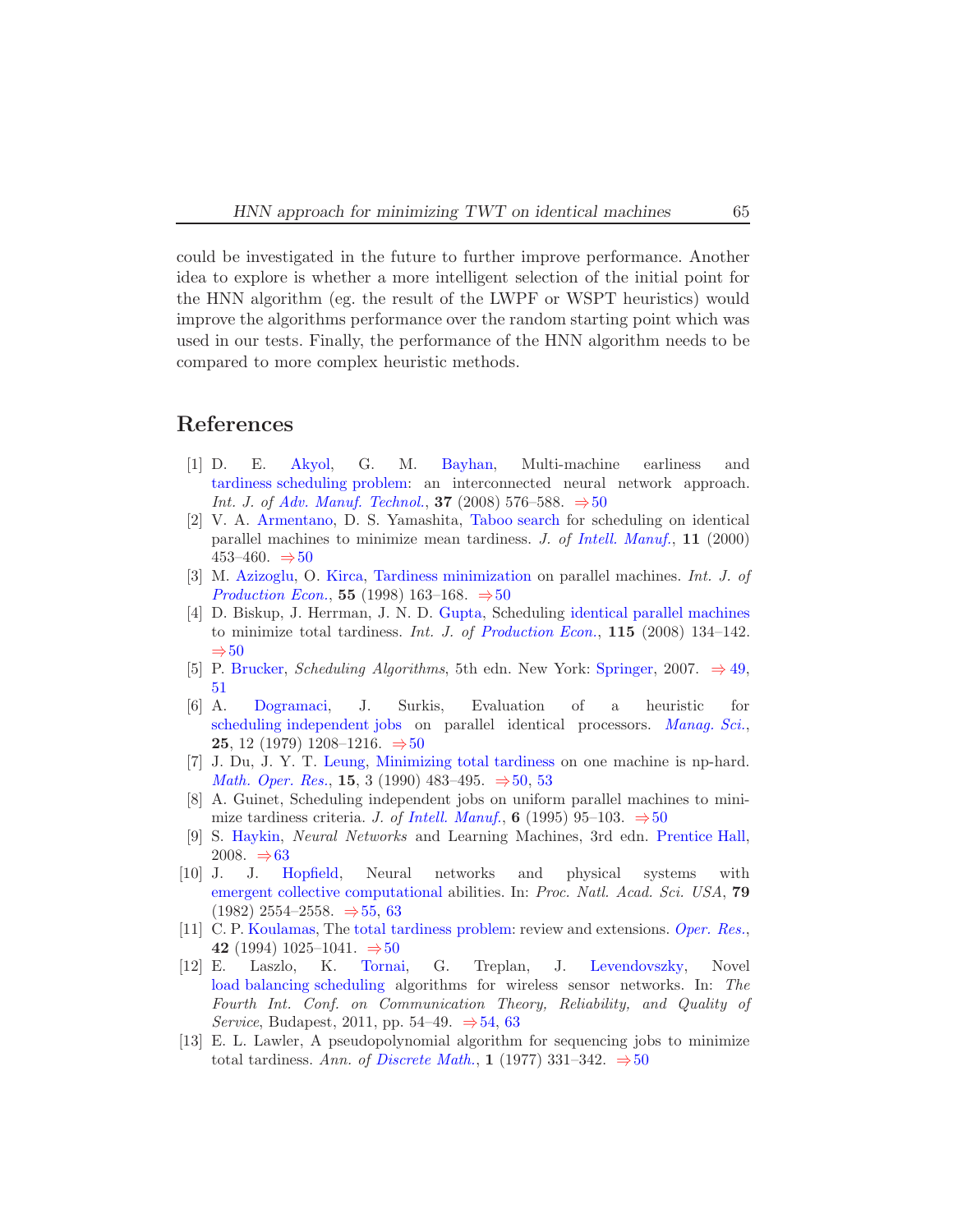could be investigated in the future to further improve performance. Another idea to explore is whether a more intelligent selection of the initial point for the HNN algorithm (eg. the result of the LWPF or WSPT heuristics) would improve the algorithms performance over the random starting point which was used in our tests. Finally, the performance of the HNN algorithm needs to be compared to more complex heuristic methods.

## References

[1] D. E. Akyol, G. M. Bayhan, Multi-machine earliness and tardiness scheduling problem: an interconnected neural network approach. *Int. J. of Adv. Manuf. Technol.*, **37** (2008) 576–588. ⇒50

[2] V. A. Armentano, D. S. Yamashita, Taboo search for scheduling on identical parallel machines to minimize mean tardiness. *J. of Intell. Manuf.*, **11** (2000) 453–460. ⇒50

[3] M. Azizoglu, O. Kirca, Tardiness minimization on parallel machines. *Int. J. of Production Econ.*, **55** (1998) 163–168. ⇒50

[4] D. Biskup, J. Herrman, J. N. D. Gupta, Scheduling identical parallel machines to minimize total tardiness. *Int. J. of Production Econ.*, **115** (2008) 134–142. ⇒50

[5] P. Brucker, *Scheduling Algorithms*, 5th edn. New York: Springer, 2007. ⇒49, 51

[6] A. Dogramaci, J. Surkis, Evaluation of a heuristic for scheduling independent jobs on parallel identical processors. *Manag. Sci.*, **25**, 12 (1979) 1208–1216. ⇒50

[7] J. Du, J. Y. T. Leung, Minimizing total tardiness on one machine is np-hard. *Math. Oper. Res.*, **15**, 3 (1990) 483–495. ⇒50, 53

[8] A. Guinet, Scheduling independent jobs on uniform parallel machines to minimize tardiness criteria. *J. of Intell. Manuf.*, **6** (1995) 95–103. ⇒50

[9] S. Haykin, *Neural Networks* and Learning Machines, 3rd edn. Prentice Hall, 2008. ⇒63

[10] J. J. Hopfield, Neural networks and physical systems with emergent collective computational abilities. In: *Proc. Natl. Acad. Sci. USA*, **79** (1982) 2554–2558. ⇒55, 63

[11] C. P. Koulamas, The total tardiness problem: review and extensions. *Oper. Res.*, **42** (1994) 1025–1041. ⇒50

[12] E. Laszlo, K. Tornai, G. Treplan, J. Levendovszky, Novel load balancing scheduling algorithms for wireless sensor networks. In: *The Fourth Int. Conf. on Communication Theory, Reliability, and Quality of Service*, Budapest, 2011, pp. 54–49. ⇒54, 63

[13] E. L. Lawler, A pseudopolynomial algorithm for sequencing jobs to minimize total tardiness. *Ann. of Discrete Math.*, **1** (1977) 331–342. ⇒50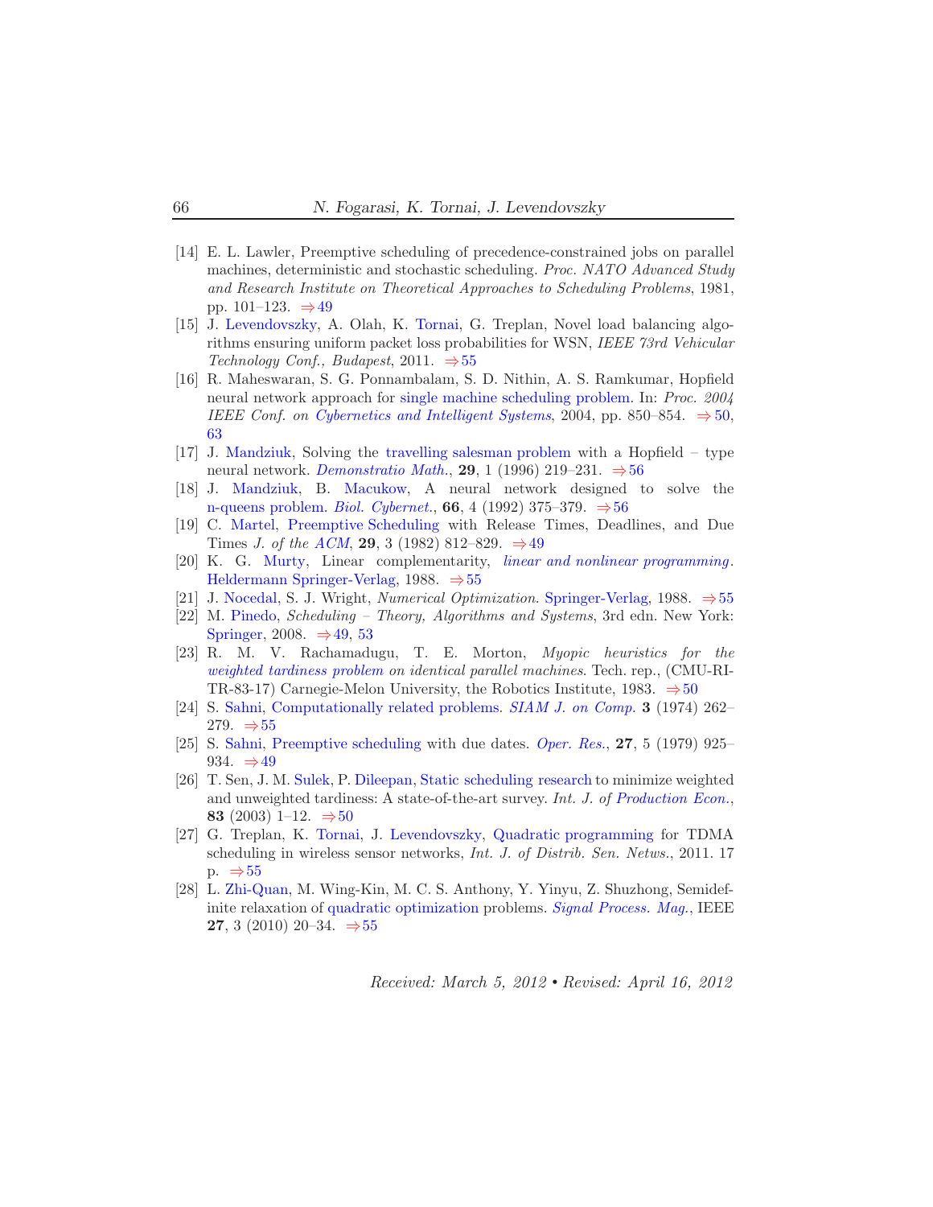[14] E. L. Lawler, Preemptive scheduling of precedence-constrained jobs on parallel machines, deterministic and stochastic scheduling. *Proc. NATO Advanced Study and Research Institute on Theoretical Approaches to Scheduling Problems*, 1981, pp. 101–123. ⇒49

[15] J. Levendovszky, A. Olah, K. Tornai, G. Treplan, Novel load balancing algorithms ensuring uniform packet loss probabilities for WSN, *IEEE 73rd Vehicular Technology Conf., Budapest*, 2011. ⇒55

[16] R. Maheswaran, S. G. Ponnambalam, S. D. Nithin, A. S. Ramkumar, Hopfield neural network approach for single machine scheduling problem. In: *Proc. 2004 IEEE Conf. on Cybernetics and Intelligent Systems*, 2004, pp. 850–854. ⇒50, 63

[17] J. Mandziuk, Solving the travelling salesman problem with a Hopfield – type neural network. *Demonstratio Math.*, **29**, 1 (1996) 219–231. ⇒56

[18] J. Mandziuk, B. Macukow, A neural network designed to solve the n-queens problem. *Biol. Cybernet.*, **66**, 4 (1992) 375–379. ⇒56

[19] C. Martel, Preemptive Scheduling with Release Times, Deadlines, and Due Times *J. of the ACM*, **29**, 3 (1982) 812–829. ⇒49

[20] K. G. Murty, Linear complementarity, *linear and nonlinear programming*. Heldermann Springer-Verlag, 1988. ⇒55

[21] J. Nocedal, S. J. Wright, *Numerical Optimization*. Springer-Verlag, 1988. ⇒55

[22] M. Pinedo, *Scheduling – Theory, Algorithms and Systems*, 3rd edn. New York: Springer, 2008. ⇒49, 53

[23] R. M. V. Rachamadugu, T. E. Morton, *Myopic heuristics for the weighted tardiness problem on identical parallel machines*. Tech. rep., (CMU-RI-TR-83-17) Carnegie-Melon University, the Robotics Institute, 1983. ⇒50

[24] S. Sahni, Computationally related problems. *SIAM J. on Comp.* **3** (1974) 262–279. ⇒55

[25] S. Sahni, Preemptive scheduling with due dates. *Oper. Res.*, **27**, 5 (1979) 925–934. ⇒49

[26] T. Sen, J. M. Sulek, P. Dileepan, Static scheduling research to minimize weighted and unweighted tardiness: A state-of-the-art survey. *Int. J. of Production Econ.*, **83** (2003) 1–12. ⇒50

[27] G. Treplan, K. Tornai, J. Levendovszky, Quadratic programming for TDMA scheduling in wireless sensor networks, *Int. J. of Distrib. Sen. Netws.*, 2011. 17 p. ⇒55

[28] L. Zhi-Quan, M. Wing-Kin, M. C. S. Anthony, Y. Yinyu, Z. Shuzhong, Semidefinite relaxation of quadratic optimization problems. *Signal Process. Mag.*, IEEE **27**, 3 (2010) 20–34. ⇒55

*Received: March 5, 2012 • Revised: April 16, 2012*